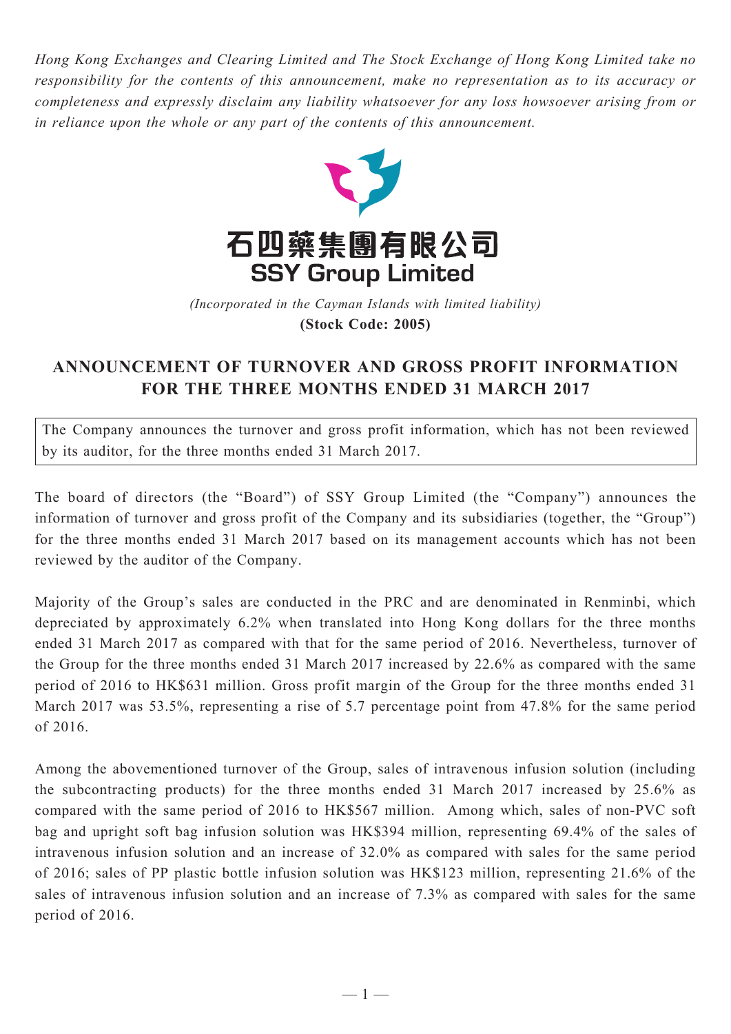*Hong Kong Exchanges and Clearing Limited and The Stock Exchange of Hong Kong Limited take no responsibility for the contents of this announcement, make no representation as to its accuracy or completeness and expressly disclaim any liability whatsoever for any loss howsoever arising from or in reliance upon the whole or any part of the contents of this announcement.*

**石四藥集團有限公司**

**SSY Group Limited**

*(Incorporated in the Cayman Islands with limited liability)*

**(Stock Code: 2005)**

# ANNOUNCEMENT OF TURNOVER AND GROSS PROFIT INFORMATION FOR THE THREE MONTHS ENDED 31 MARCH 2017

The Company announces the turnover and gross profit information, which has not been reviewed by its auditor, for the three months ended 31 March 2017.

The board of directors (the "Board") of SSY Group Limited (the "Company") announces the information of turnover and gross profit of the Company and its subsidiaries (together, the "Group") for the three months ended 31 March 2017 based on its management accounts which has not been reviewed by the auditor of the Company.

Majority of the Group's sales are conducted in the PRC and are denominated in Renminbi, which depreciated by approximately 6.2% when translated into Hong Kong dollars for the three months ended 31 March 2017 as compared with that for the same period of 2016. Nevertheless, turnover of the Group for the three months ended 31 March 2017 increased by 22.6% as compared with the same period of 2016 to HK$631 million. Gross profit margin of the Group for the three months ended 31 March 2017 was 53.5%, representing a rise of 5.7 percentage point from 47.8% for the same period of 2016.

Among the abovementioned turnover of the Group, sales of intravenous infusion solution (including the subcontracting products) for the three months ended 31 March 2017 increased by 25.6% as compared with the same period of 2016 to HK$567 million. Among which, sales of non-PVC soft bag and upright soft bag infusion solution was HK$394 million, representing 69.4% of the sales of intravenous infusion solution and an increase of 32.0% as compared with sales for the same period of 2016; sales of PP plastic bottle infusion solution was HK$123 million, representing 21.6% of the sales of intravenous infusion solution and an increase of 7.3% as compared with sales for the same period of 2016.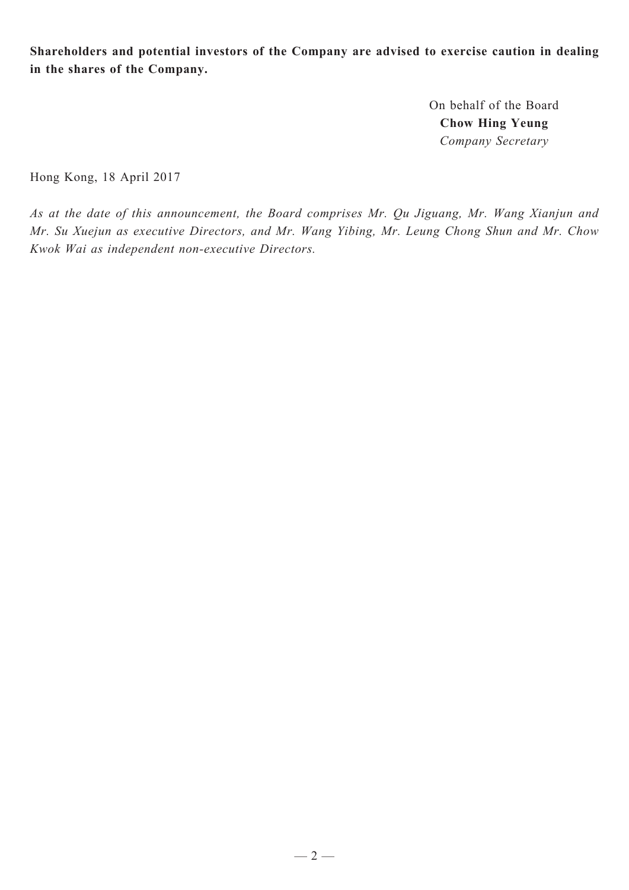**Shareholders and potential investors of the Company are advised to exercise caution in dealing in the shares of the Company.**

On behalf of the Board
**Chow Hing Yeung**
*Company Secretary*

Hong Kong, 18 April 2017

*As at the date of this announcement, the Board comprises Mr. Qu Jiguang, Mr. Wang Xianjun and Mr. Su Xuejun as executive Directors, and Mr. Wang Yibing, Mr. Leung Chong Shun and Mr. Chow Kwok Wai as independent non-executive Directors.*